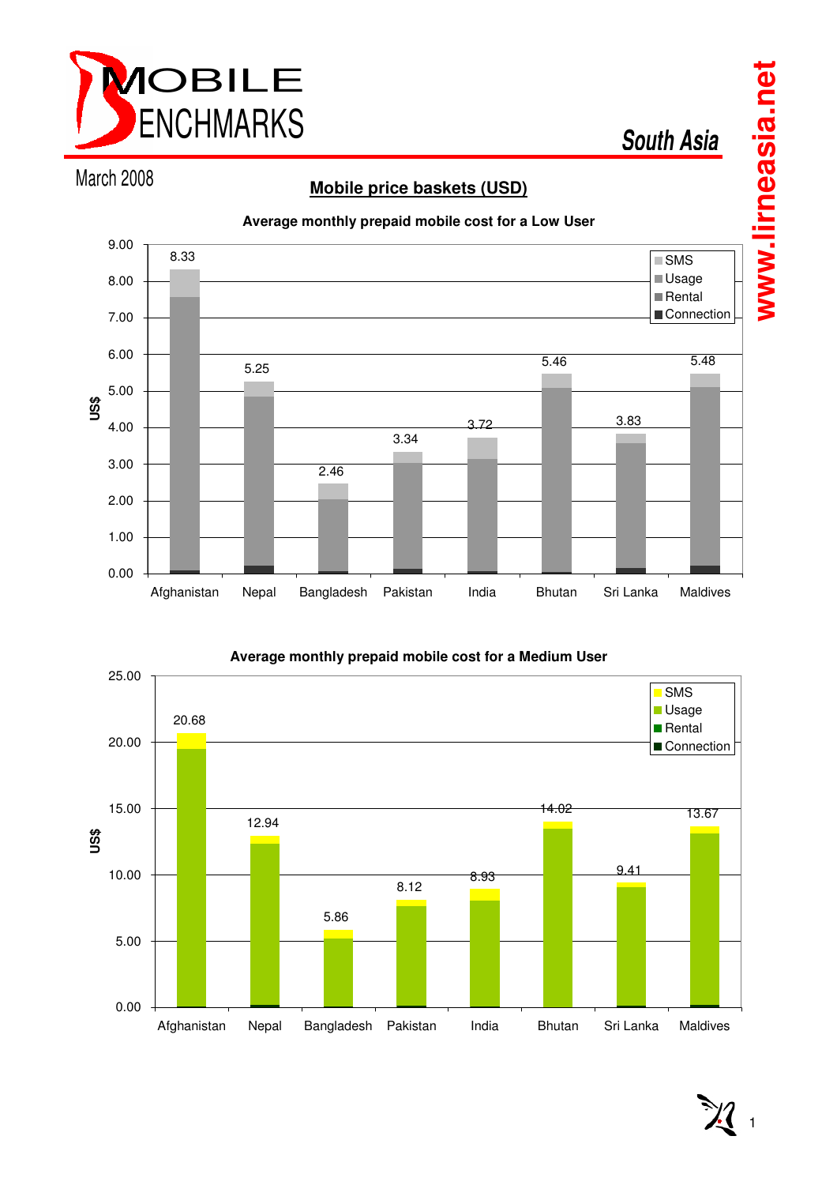# MOBILE BENCHMARKS

## South Asia

March 2008

**www.lirneasia.net**

## Mobile price baskets (USD)

**Average monthly prepaid mobile cost for a Low User**

| Country | Total (US$) |
|---|---|
| Afghanistan | 8.33 |
| Nepal | 5.25 |
| Bangladesh | 2.46 |
| Pakistan | 3.34 |
| India | 3.72 |
| Bhutan | 5.46 |
| Sri Lanka | 3.83 |
| Maldives | 5.48 |

Legend: SMS, Usage, Rental, Connection

**Average monthly prepaid mobile cost for a Medium User**

| Country | Total (US$) |
|---|---|
| Afghanistan | 20.68 |
| Nepal | 12.94 |
| Bangladesh | 5.86 |
| Pakistan | 8.12 |
| India | 8.93 |
| Bhutan | 14.02 |
| Sri Lanka | 9.41 |
| Maldives | 13.67 |

Legend: SMS, Usage, Rental, Connection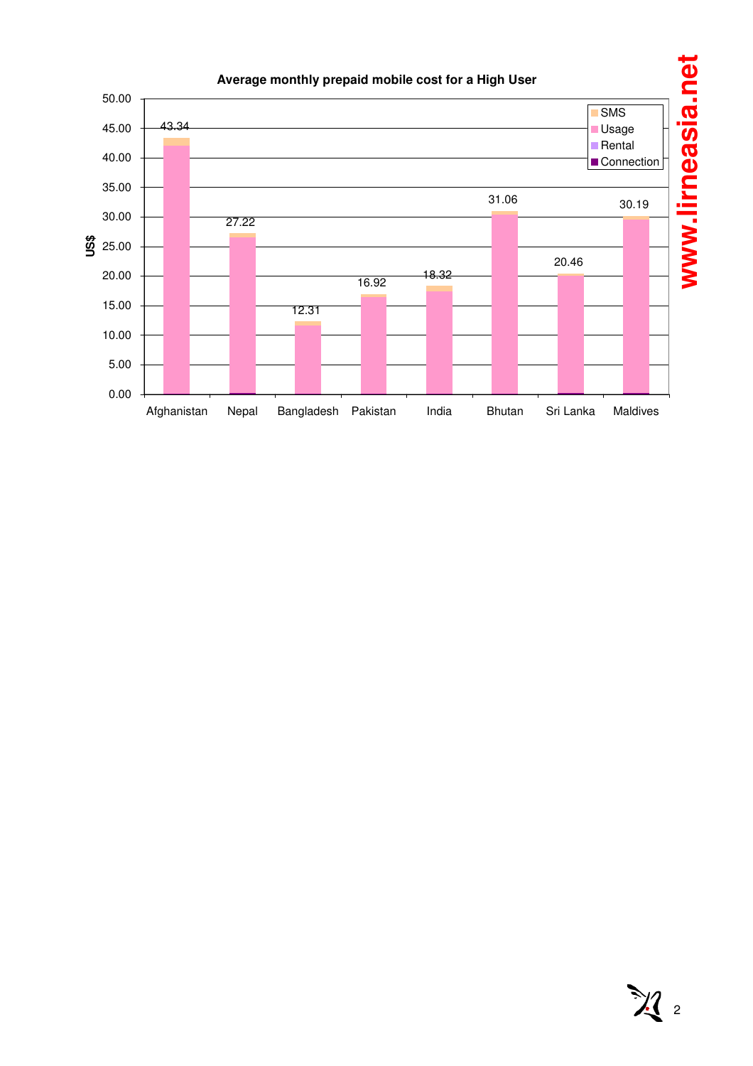**Average monthly prepaid mobile cost for a High User**

| Country | US$ |
|---|---|
| Afghanistan | 43.34 |
| Nepal | 27.22 |
| Bangladesh | 12.31 |
| Pakistan | 16.92 |
| India | 18.32 |
| Bhutan | 31.06 |
| Sri Lanka | 20.46 |
| Maldives | 30.19 |

Legend: SMS, Usage, Rental, Connection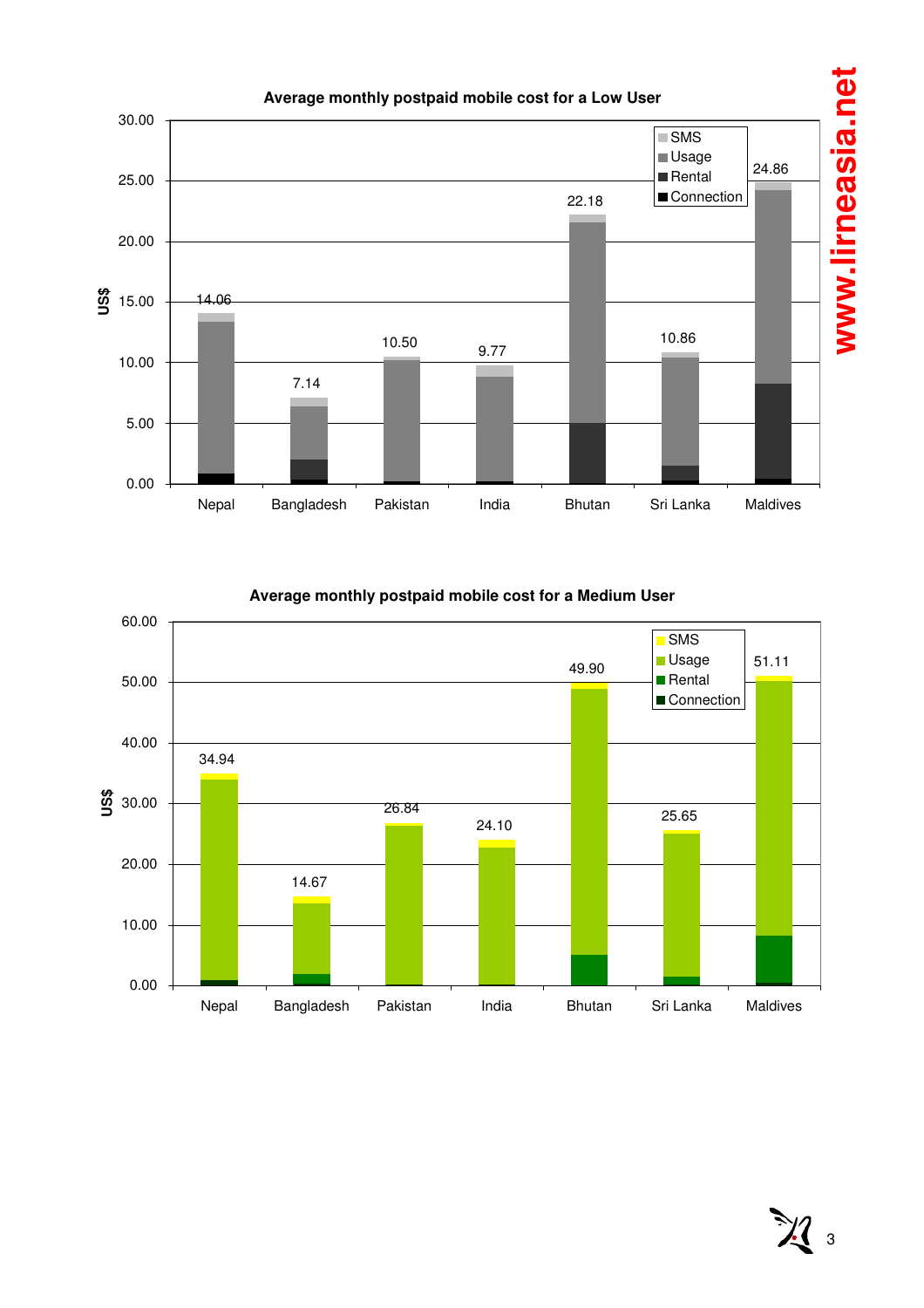**Average monthly postpaid mobile cost for a Low User**

| | Nepal | Bangladesh | Pakistan | India | Bhutan | Sri Lanka | Maldives |
|---|---|---|---|---|---|---|---|
| Total (US$) | 14.06 | 7.14 | 10.50 | 9.77 | 22.18 | 10.86 | 24.86 |

Legend: SMS, Usage, Rental, Connection

**Average monthly postpaid mobile cost for a Medium User**

| | Nepal | Bangladesh | Pakistan | India | Bhutan | Sri Lanka | Maldives |
|---|---|---|---|---|---|---|---|
| Total (US$) | 34.94 | 14.67 | 26.84 | 24.10 | 49.90 | 25.65 | 51.11 |

Legend: SMS, Usage, Rental, Connection

www.lirneasia.net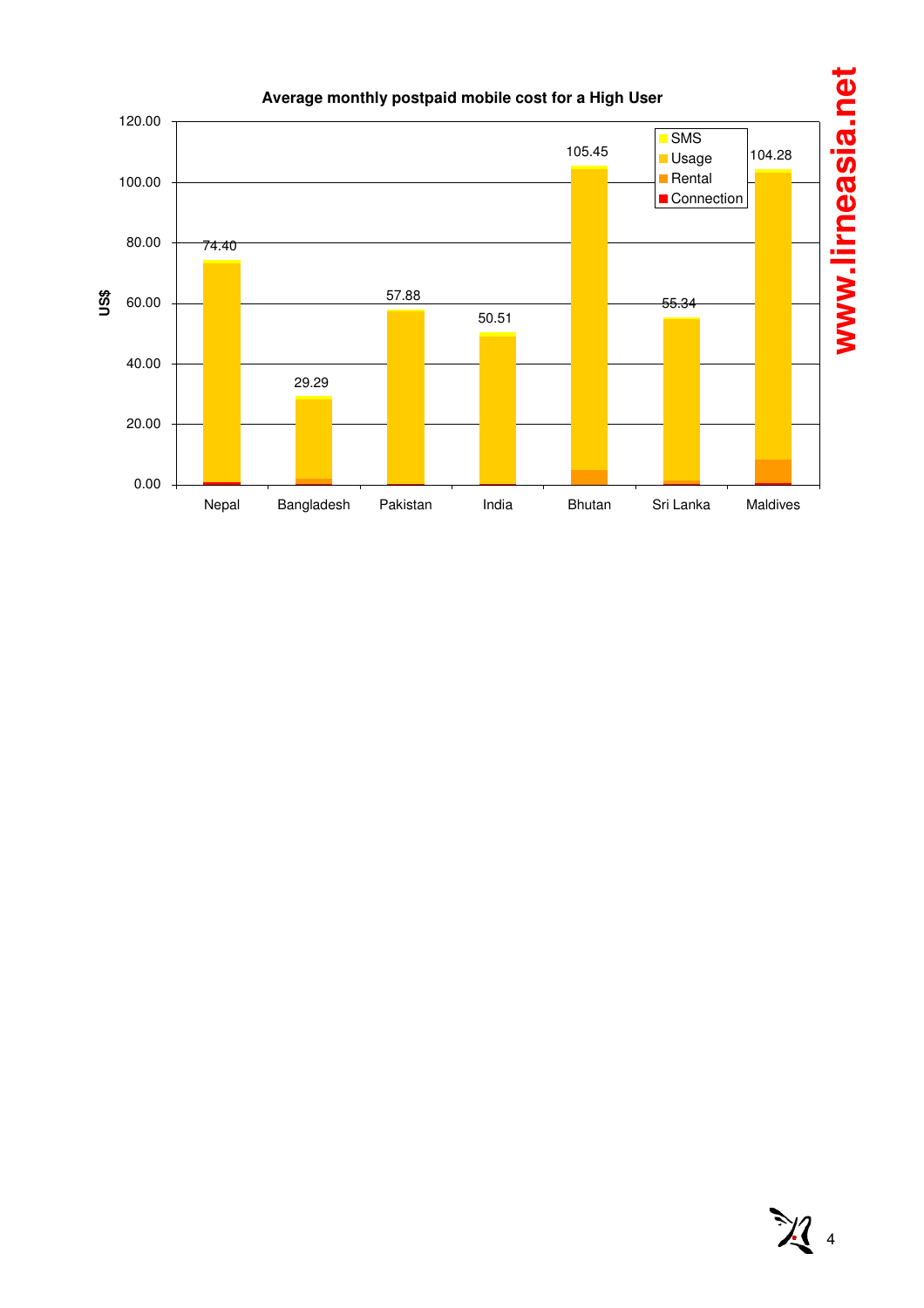**Average monthly postpaid mobile cost for a High User**

| Country | Total (US$) |
| --- | --- |
| Nepal | 74.40 |
| Bangladesh | 29.29 |
| Pakistan | 57.88 |
| India | 50.51 |
| Bhutan | 105.45 |
| Sri Lanka | 55.34 |
| Maldives | 104.28 |

Legend: SMS, Usage, Rental, Connection

www.lirneasia.net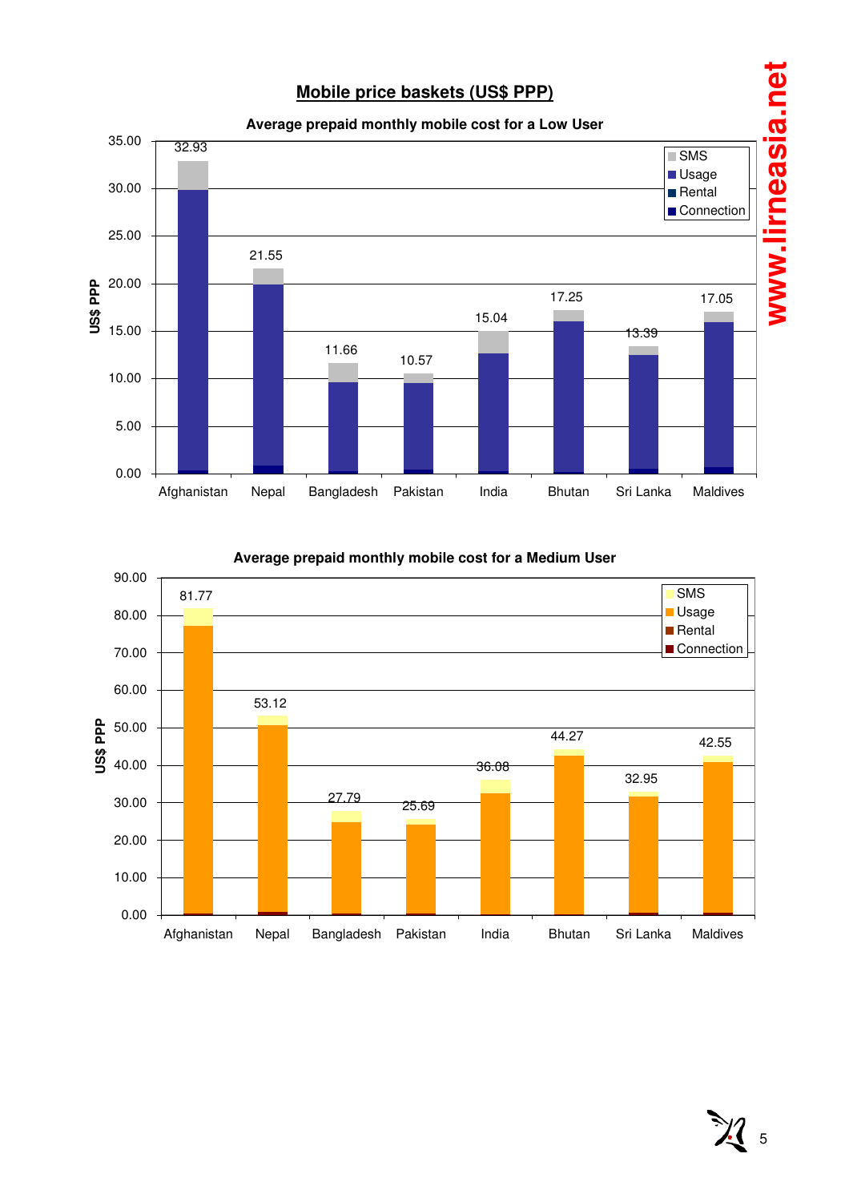## Mobile price baskets (US$ PPP)

**Average prepaid monthly mobile cost for a Low User**

| Country | Total (US$ PPP) |
|---|---|
| Afghanistan | 32.93 |
| Nepal | 21.55 |
| Bangladesh | 11.66 |
| Pakistan | 10.57 |
| India | 15.04 |
| Bhutan | 17.25 |
| Sri Lanka | 13.39 |
| Maldives | 17.05 |

Legend: SMS, Usage, Rental, Connection

**Average prepaid monthly mobile cost for a Medium User**

| Country | Total (US$ PPP) |
|---|---|
| Afghanistan | 81.77 |
| Nepal | 53.12 |
| Bangladesh | 27.79 |
| Pakistan | 25.69 |
| India | 36.08 |
| Bhutan | 44.27 |
| Sri Lanka | 32.95 |
| Maldives | 42.55 |

Legend: SMS, Usage, Rental, Connection

www.lirneasia.net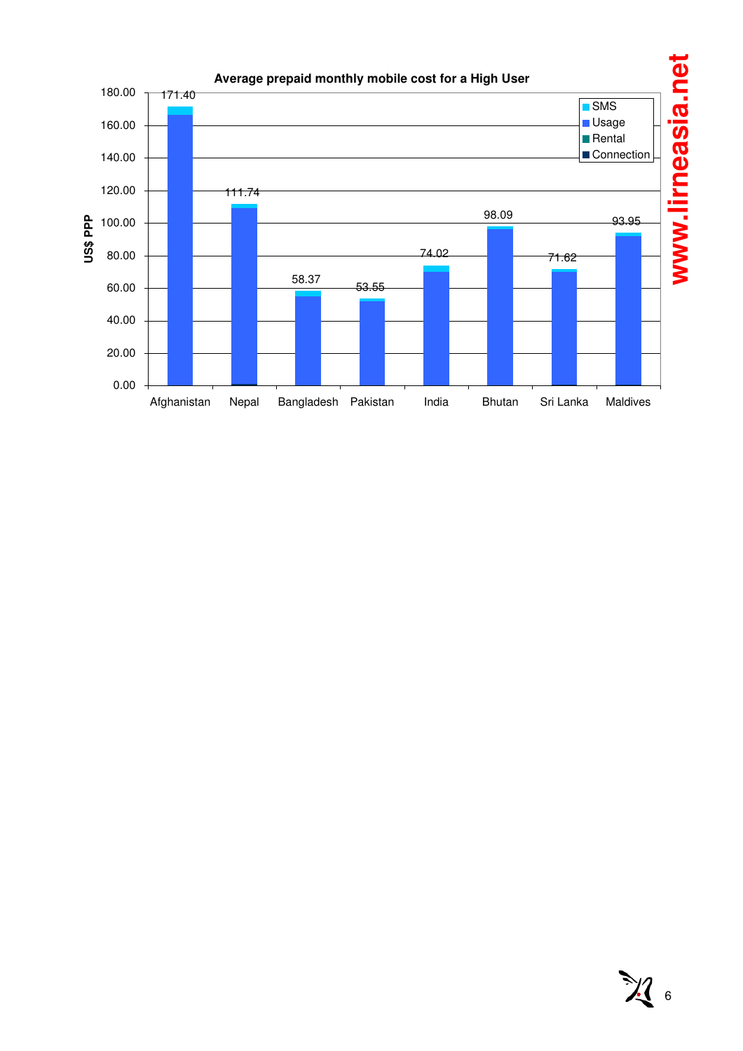**Average prepaid monthly mobile cost for a High User**

US$ PPP

| Country | Total |
|---|---|
| Afghanistan | 171.40 |
| Nepal | 111.74 |
| Bangladesh | 58.37 |
| Pakistan | 53.55 |
| India | 74.02 |
| Bhutan | 98.09 |
| Sri Lanka | 71.62 |
| Maldives | 93.95 |

Legend: SMS, Usage, Rental, Connection

www.lirneasia.net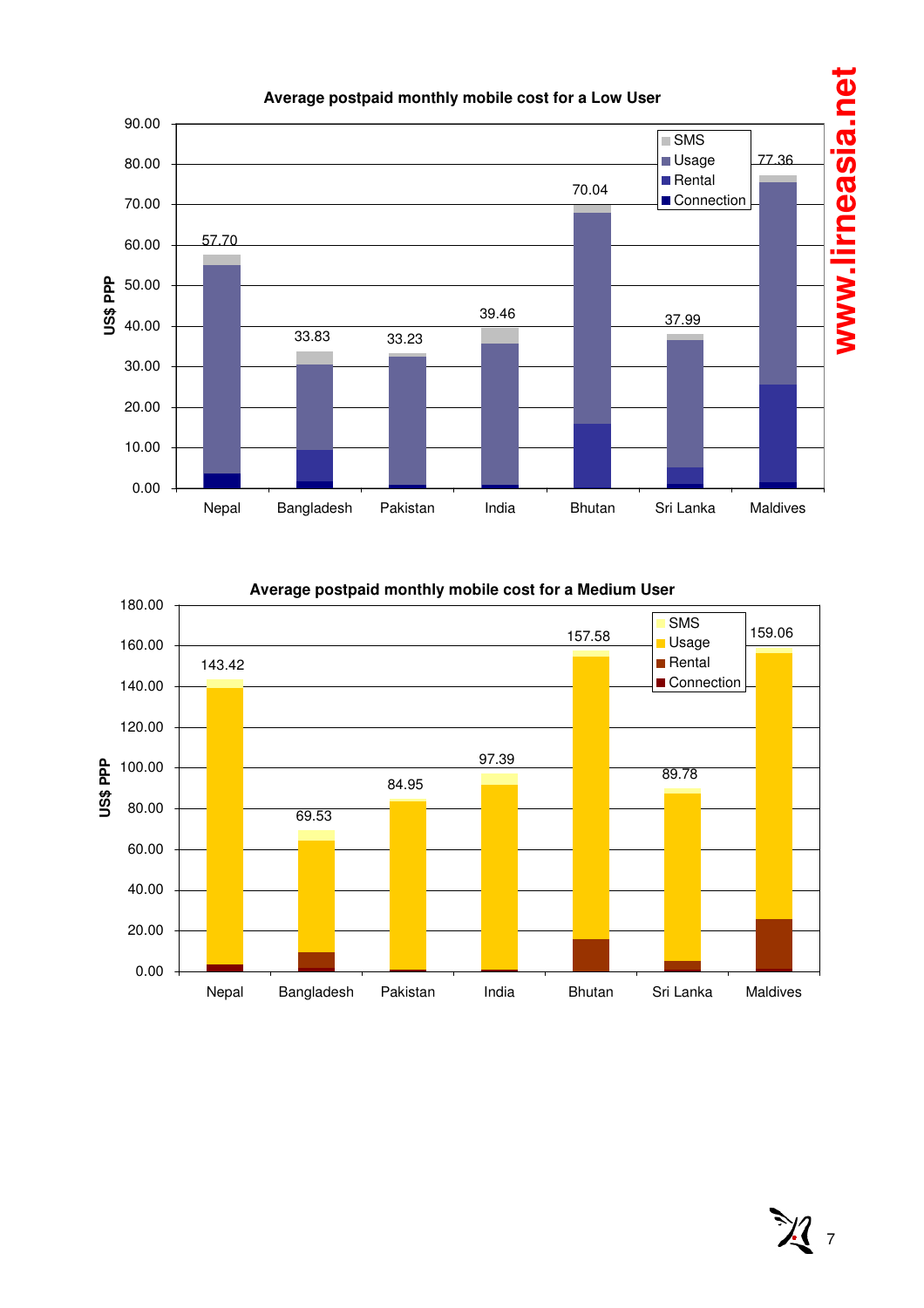**Average postpaid monthly mobile cost for a Low User**

| | Nepal | Bangladesh | Pakistan | India | Bhutan | Sri Lanka | Maldives |
|---|---|---|---|---|---|---|---|
| Total (US$ PPP) | 57.70 | 33.83 | 33.23 | 39.46 | 70.04 | 37.99 | 77.36 |

Legend: SMS, Usage, Rental, Connection

**Average postpaid monthly mobile cost for a Medium User**

| | Nepal | Bangladesh | Pakistan | India | Bhutan | Sri Lanka | Maldives |
|---|---|---|---|---|---|---|---|
| Total (US$ PPP) | 143.42 | 69.53 | 84.95 | 97.39 | 157.58 | 89.78 | 159.06 |

Legend: SMS, Usage, Rental, Connection

www.lirneasia.net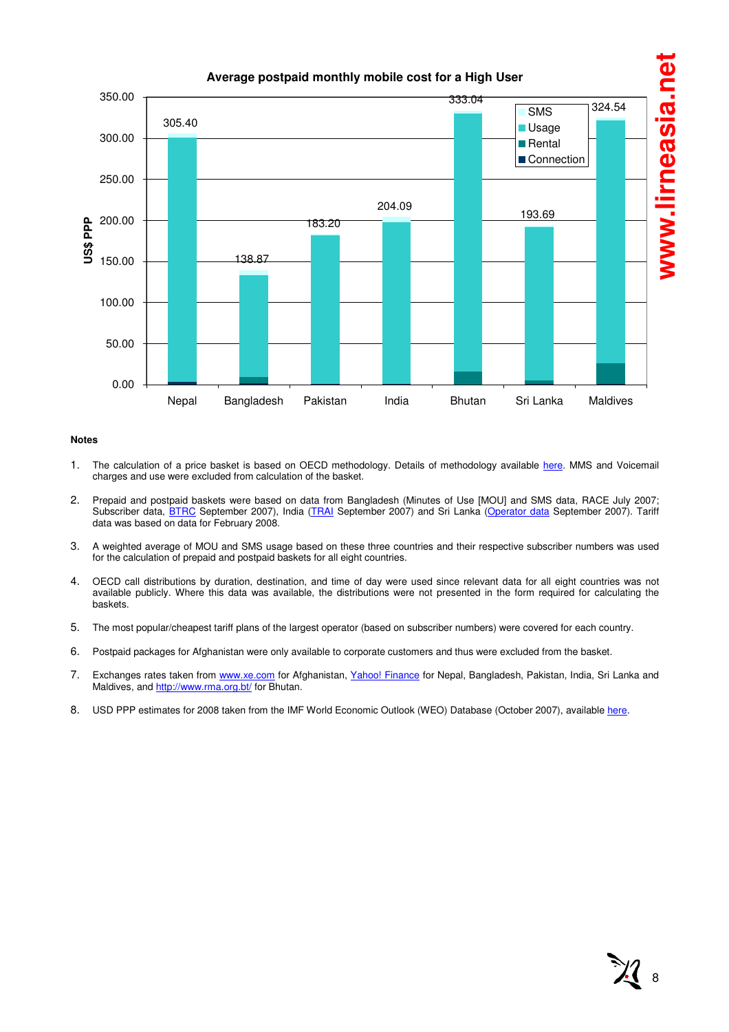**Average postpaid monthly mobile cost for a High User**

| Country | Total (US$ PPP) |
|---|---|
| Nepal | 305.40 |
| Bangladesh | 138.87 |
| Pakistan | 183.20 |
| India | 204.09 |
| Bhutan | 333.04 |
| Sri Lanka | 193.69 |
| Maldives | 324.54 |

Legend: SMS, Usage, Rental, Connection

**Notes**

1. The calculation of a price basket is based on OECD methodology. Details of methodology available here. MMS and Voicemail charges and use were excluded from calculation of the basket.
2. Prepaid and postpaid baskets were based on data from Bangladesh (Minutes of Use [MOU] and SMS data, RACE July 2007; Subscriber data, BTRC September 2007), India (TRAI September 2007) and Sri Lanka (Operator data September 2007). Tariff data was based on data for February 2008.
3. A weighted average of MOU and SMS usage based on these three countries and their respective subscriber numbers was used for the calculation of prepaid and postpaid baskets for all eight countries.
4. OECD call distributions by duration, destination, and time of day were used since relevant data for all eight countries was not available publicly. Where this data was available, the distributions were not presented in the form required for calculating the baskets.
5. The most popular/cheapest tariff plans of the largest operator (based on subscriber numbers) were covered for each country.
6. Postpaid packages for Afghanistan were only available to corporate customers and thus were excluded from the basket.
7. Exchanges rates taken from www.xe.com for Afghanistan, Yahoo! Finance for Nepal, Bangladesh, Pakistan, India, Sri Lanka and Maldives, and http://www.rma.org.bt/ for Bhutan.
8. USD PPP estimates for 2008 taken from the IMF World Economic Outlook (WEO) Database (October 2007), available here.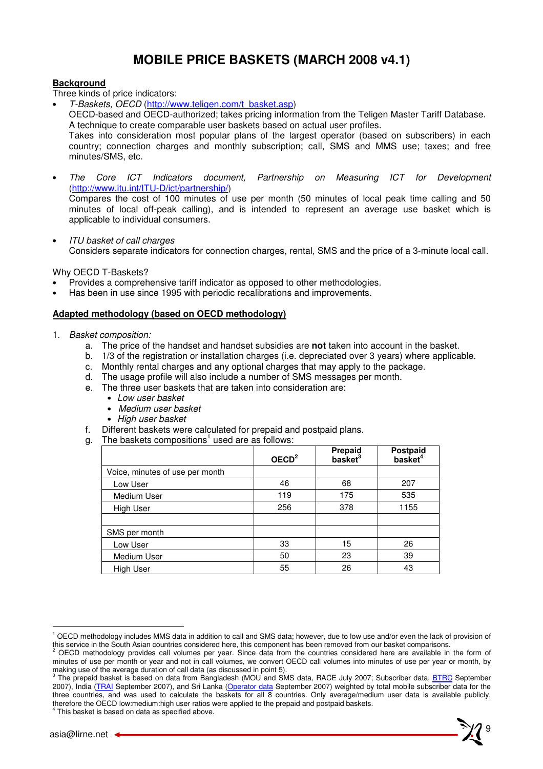# MOBILE PRICE BASKETS (MARCH 2008 v4.1)

**Background**

Three kinds of price indicators:

- *T-Baskets, OECD* (http://www.teligen.com/t_basket.asp)
  OECD-based and OECD-authorized; takes pricing information from the Teligen Master Tariff Database. A technique to create comparable user baskets based on actual user profiles.
  Takes into consideration most popular plans of the largest operator (based on subscribers) in each country; connection charges and monthly subscription; call, SMS and MMS use; taxes; and free minutes/SMS, etc.

- *The Core ICT Indicators document, Partnership on Measuring ICT for Development* (http://www.itu.int/ITU-D/ict/partnership/)
  Compares the cost of 100 minutes of use per month (50 minutes of local peak time calling and 50 minutes of local off-peak calling), and is intended to represent an average use basket which is applicable to individual consumers.

- *ITU basket of call charges*
  Considers separate indicators for connection charges, rental, SMS and the price of a 3-minute local call.

Why OECD T-Baskets?

- Provides a comprehensive tariff indicator as opposed to other methodologies.
- Has been in use since 1995 with periodic recalibrations and improvements.

**Adapted methodology (based on OECD methodology)**

1. *Basket composition:*
   a. The price of the handset and handset subsidies are **not** taken into account in the basket.
   b. 1/3 of the registration or installation charges (i.e. depreciated over 3 years) where applicable.
   c. Monthly rental charges and any optional charges that may apply to the package.
   d. The usage profile will also include a number of SMS messages per month.
   e. The three user baskets that are taken into consideration are:
      - *Low user basket*
      - *Medium user basket*
      - *High user basket*
   f. Different baskets were calculated for prepaid and postpaid plans.
   g. The baskets compositions[1] used are as follows:

| | OECD[2] | Prepaid basket[3] | Postpaid basket[4] |
|---|---|---|---|
| Voice, minutes of use per month | | | |
| Low User | 46 | 68 | 207 |
| Medium User | 119 | 175 | 535 |
| High User | 256 | 378 | 1155 |
| | | | |
| SMS per month | | | |
| Low User | 33 | 15 | 26 |
| Medium User | 50 | 23 | 39 |
| High User | 55 | 26 | 43 |

[1] OECD methodology includes MMS data in addition to call and SMS data; however, due to low use and/or even the lack of provision of this service in the South Asian countries considered here, this component has been removed from our basket comparisons.

[2] OECD methodology provides call volumes per year. Since data from the countries considered here are available in the form of minutes of use per month or year and not in call volumes, we convert OECD call volumes into minutes of use per year or month, by making use of the average duration of call data (as discussed in point 5).

[3] The prepaid basket is based on data from Bangladesh (MOU and SMS data, RACE July 2007; Subscriber data, BTRC September 2007), India (TRAI September 2007), and Sri Lanka (Operator data September 2007) weighted by total mobile subscriber data for the three countries, and was used to calculate the baskets for all 8 countries. Only average/medium user data is available publicly, therefore the OECD low:medium:high user ratios were applied to the prepaid and postpaid baskets.

[4] This basket is based on data as specified above.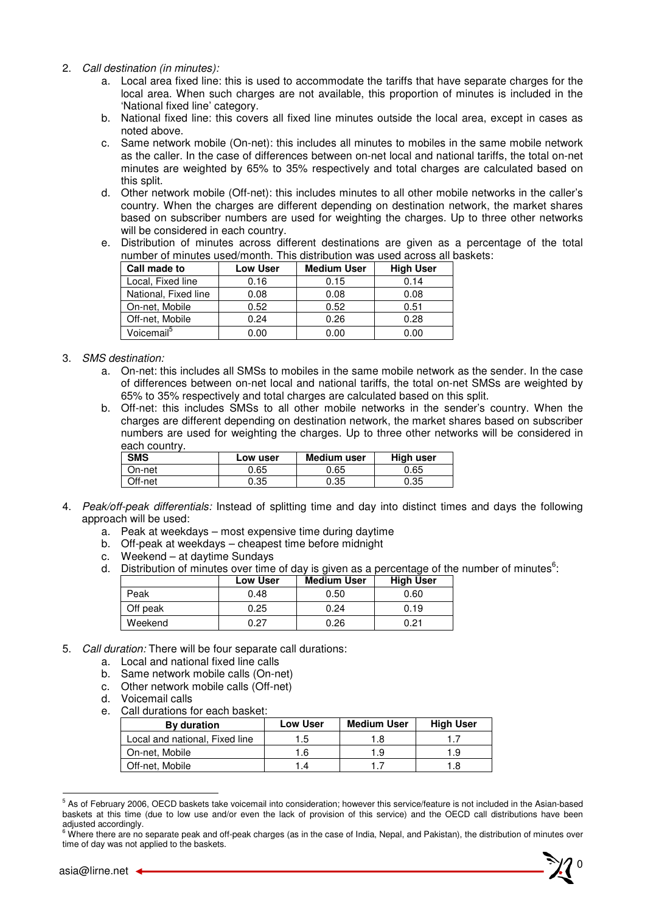2. *Call destination (in minutes):*
   a. Local area fixed line: this is used to accommodate the tariffs that have separate charges for the local area. When such charges are not available, this proportion of minutes is included in the 'National fixed line' category.
   b. National fixed line: this covers all fixed line minutes outside the local area, except in cases as noted above.
   c. Same network mobile (On-net): this includes all minutes to mobiles in the same mobile network as the caller. In the case of differences between on-net local and national tariffs, the total on-net minutes are weighted by 65% to 35% respectively and total charges are calculated based on this split.
   d. Other network mobile (Off-net): this includes minutes to all other mobile networks in the caller's country. When the charges are different depending on destination network, the market shares based on subscriber numbers are used for weighting the charges. Up to three other networks will be considered in each country.
   e. Distribution of minutes across different destinations are given as a percentage of the total number of minutes used/month. This distribution was used across all baskets:

| Call made to | Low User | Medium User | High User |
|---|---|---|---|
| Local, Fixed line | 0.16 | 0.15 | 0.14 |
| National, Fixed line | 0.08 | 0.08 | 0.08 |
| On-net, Mobile | 0.52 | 0.52 | 0.51 |
| Off-net, Mobile | 0.24 | 0.26 | 0.28 |
| Voicemail[5] | 0.00 | 0.00 | 0.00 |

3. *SMS destination:*
   a. On-net: this includes all SMSs to mobiles in the same mobile network as the sender. In the case of differences between on-net local and national tariffs, the total on-net SMSs are weighted by 65% to 35% respectively and total charges are calculated based on this split.
   b. Off-net: this includes SMSs to all other mobile networks in the sender's country. When the charges are different depending on destination network, the market shares based on subscriber numbers are used for weighting the charges. Up to three other networks will be considered in each country.

| SMS | Low user | Medium user | High user |
|---|---|---|---|
| On-net | 0.65 | 0.65 | 0.65 |
| Off-net | 0.35 | 0.35 | 0.35 |

4. *Peak/off-peak differentials:* Instead of splitting time and day into distinct times and days the following approach will be used:
   a. Peak at weekdays – most expensive time during daytime
   b. Off-peak at weekdays – cheapest time before midnight
   c. Weekend – at daytime Sundays
   d. Distribution of minutes over time of day is given as a percentage of the number of minutes[6]:

| | Low User | Medium User | High User |
|---|---|---|---|
| Peak | 0.48 | 0.50 | 0.60 |
| Off peak | 0.25 | 0.24 | 0.19 |
| Weekend | 0.27 | 0.26 | 0.21 |

5. *Call duration:* There will be four separate call durations:
   a. Local and national fixed line calls
   b. Same network mobile calls (On-net)
   c. Other network mobile calls (Off-net)
   d. Voicemail calls
   e. Call durations for each basket:

| By duration | Low User | Medium User | High User |
|---|---|---|---|
| Local and national, Fixed line | 1.5 | 1.8 | 1.7 |
| On-net, Mobile | 1.6 | 1.9 | 1.9 |
| Off-net, Mobile | 1.4 | 1.7 | 1.8 |

[5] As of February 2006, OECD baskets take voicemail into consideration; however this service/feature is not included in the Asian-based baskets at this time (due to low use and/or even the lack of provision of this service) and the OECD call distributions have been adjusted accordingly.

[6] Where there are no separate peak and off-peak charges (as in the case of India, Nepal, and Pakistan), the distribution of minutes over time of day was not applied to the baskets.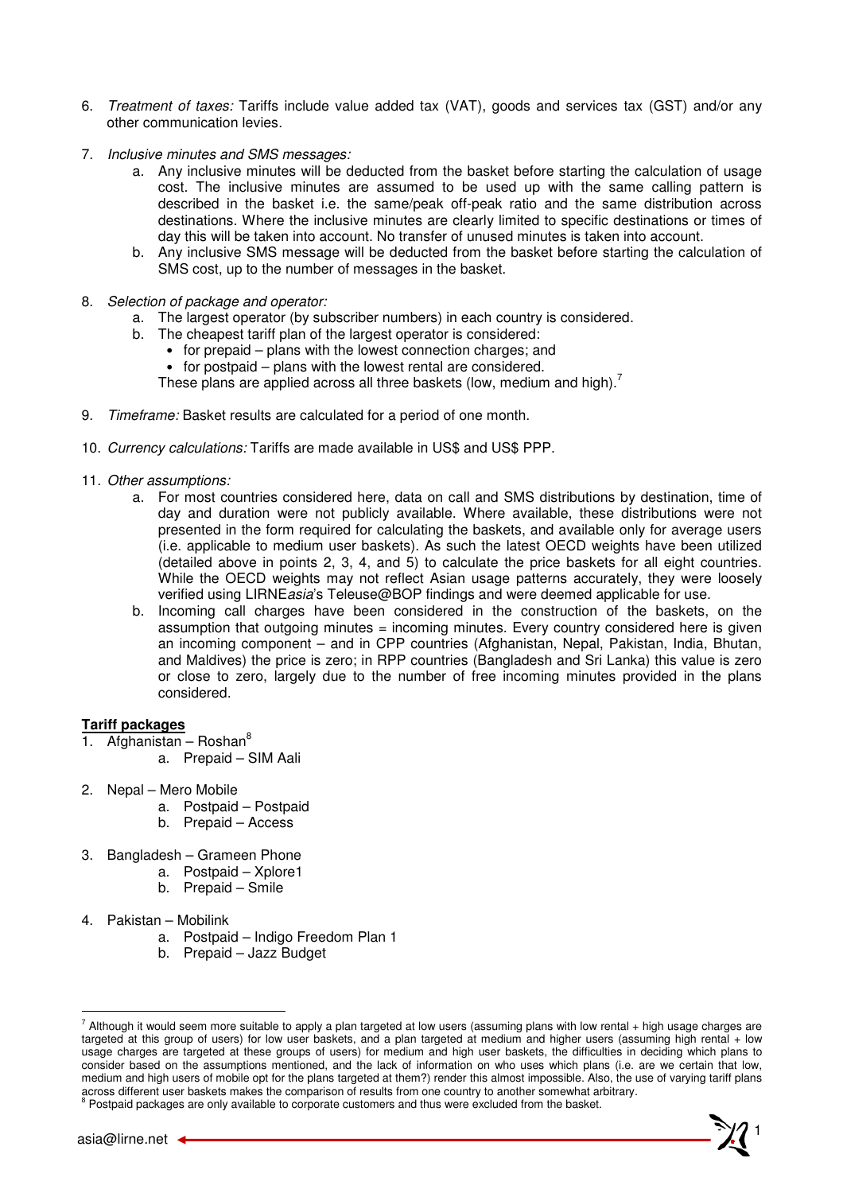6. *Treatment of taxes:* Tariffs include value added tax (VAT), goods and services tax (GST) and/or any other communication levies.

7. *Inclusive minutes and SMS messages:*
   a. Any inclusive minutes will be deducted from the basket before starting the calculation of usage cost. The inclusive minutes are assumed to be used up with the same calling pattern is described in the basket i.e. the same/peak off-peak ratio and the same distribution across destinations. Where the inclusive minutes are clearly limited to specific destinations or times of day this will be taken into account. No transfer of unused minutes is taken into account.
   b. Any inclusive SMS message will be deducted from the basket before starting the calculation of SMS cost, up to the number of messages in the basket.

8. *Selection of package and operator:*
   a. The largest operator (by subscriber numbers) in each country is considered.
   b. The cheapest tariff plan of the largest operator is considered:
      - for prepaid – plans with the lowest connection charges; and
      - for postpaid – plans with the lowest rental are considered.

      These plans are applied across all three baskets (low, medium and high).[7]

9. *Timeframe:* Basket results are calculated for a period of one month.

10. *Currency calculations:* Tariffs are made available in US$ and US$ PPP.

11. *Other assumptions:*
    a. For most countries considered here, data on call and SMS distributions by destination, time of day and duration were not publicly available. Where available, these distributions were not presented in the form required for calculating the baskets, and available only for average users (i.e. applicable to medium user baskets). As such the latest OECD weights have been utilized (detailed above in points 2, 3, 4, and 5) to calculate the price baskets for all eight countries. While the OECD weights may not reflect Asian usage patterns accurately, they were loosely verified using LIRNE*asia*'s Teleuse@BOP findings and were deemed applicable for use.
    b. Incoming call charges have been considered in the construction of the baskets, on the assumption that outgoing minutes = incoming minutes. Every country considered here is given an incoming component – and in CPP countries (Afghanistan, Nepal, Pakistan, India, Bhutan, and Maldives) the price is zero; in RPP countries (Bangladesh and Sri Lanka) this value is zero or close to zero, largely due to the number of free incoming minutes provided in the plans considered.

## Tariff packages

1. Afghanistan – Roshan[8]
   a. Prepaid – SIM Aali

2. Nepal – Mero Mobile
   a. Postpaid – Postpaid
   b. Prepaid – Access

3. Bangladesh – Grameen Phone
   a. Postpaid – Xplore1
   b. Prepaid – Smile

4. Pakistan – Mobilink
   a. Postpaid – Indigo Freedom Plan 1
   b. Prepaid – Jazz Budget

---

[7] Although it would seem more suitable to apply a plan targeted at low users (assuming plans with low rental + high usage charges are targeted at this group of users) for low user baskets, and a plan targeted at medium and higher users (assuming high rental + low usage charges are targeted at these groups of users) for medium and high user baskets, the difficulties in deciding which plans to consider based on the assumptions mentioned, and the lack of information on who uses which plans (i.e. are we certain that low, medium and high users of mobile opt for the plans targeted at them?) render this almost impossible. Also, the use of varying tariff plans across different user baskets makes the comparison of results from one country to another somewhat arbitrary.

[8] Postpaid packages are only available to corporate customers and thus were excluded from the basket.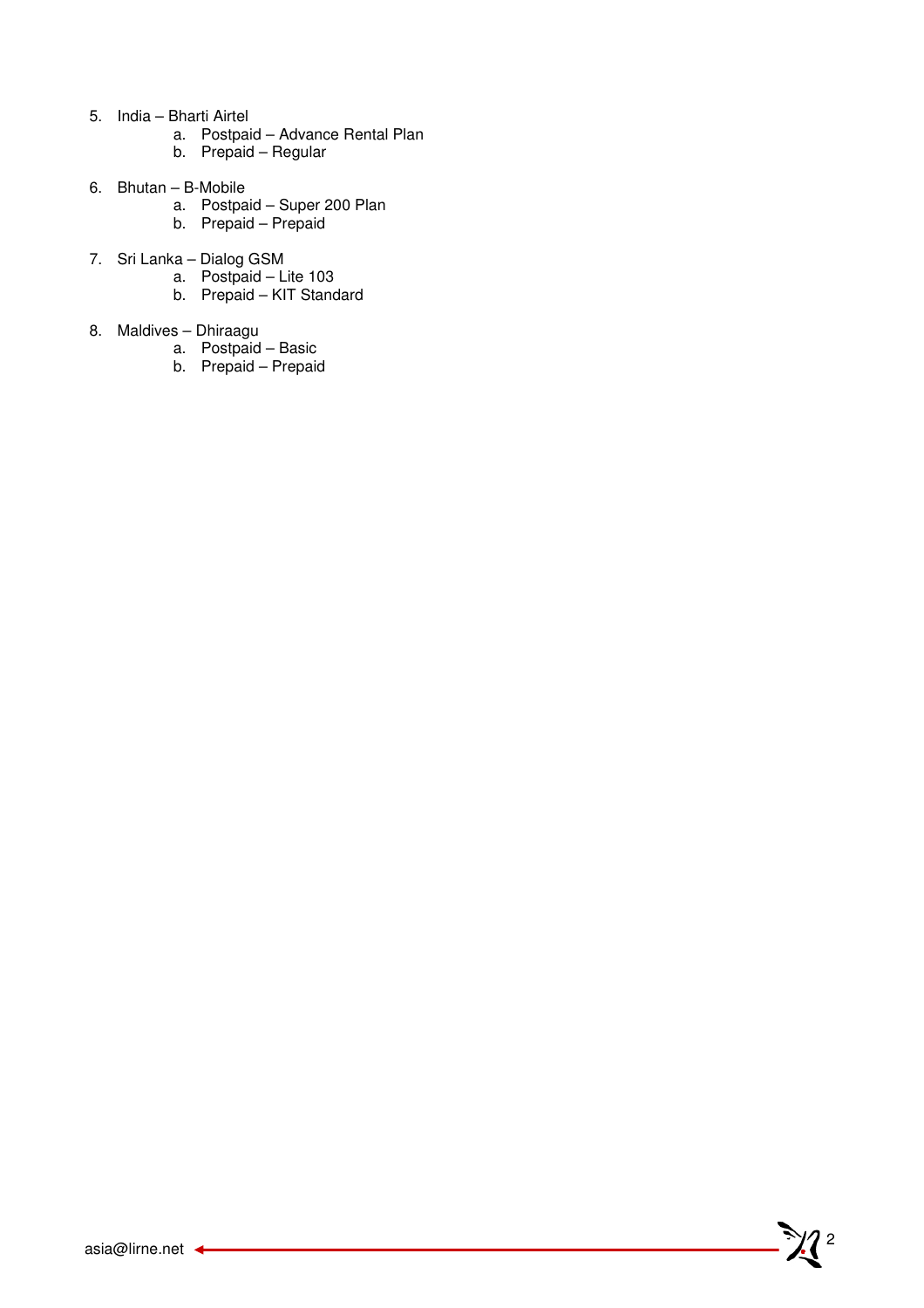5. India – Bharti Airtel
    a. Postpaid – Advance Rental Plan
    b. Prepaid – Regular

6. Bhutan – B-Mobile
    a. Postpaid – Super 200 Plan
    b. Prepaid – Prepaid

7. Sri Lanka – Dialog GSM
    a. Postpaid – Lite 103
    b. Prepaid – KIT Standard

8. Maldives – Dhiraagu
    a. Postpaid – Basic
    b. Prepaid – Prepaid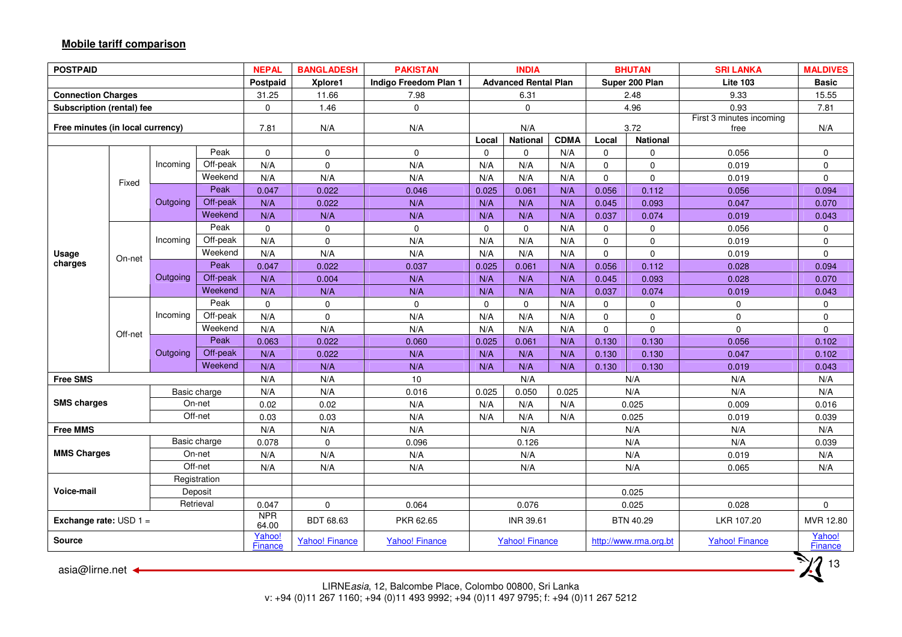**Mobile tariff comparison**

| POSTPAID | | | | NEPAL | BANGLADESH | PAKISTAN | INDIA | | | BHUTAN | | SRI LANKA | MALDIVES |
|---|---|---|---|---|---|---|---|---|---|---|---|---|---|
| | | | | Postpaid | Xplore1 | Indigo Freedom Plan 1 | Advanced Rental Plan | | | Super 200 Plan | | Lite 103 | Basic |
| Connection Charges | | | | 31.25 | 11.66 | 7.98 | 6.31 | | | 2.48 | | 9.33 | 15.55 |
| Subscription (rental) fee | | | | 0 | 1.46 | 0 | 0 | | | 4.96 | | 0.93 | 7.81 |
| Free minutes (in local currency) | | | | 7.81 | N/A | N/A | N/A | | | 3.72 | | First 3 minutes incoming free | N/A |
| | | | | | | | Local | National | CDMA | Local | National | | |
| Usage charges | Fixed | Incoming | Peak | 0 | 0 | 0 | 0 | 0 | N/A | 0 | 0 | 0.056 | 0 |
| | | | Off-peak | N/A | 0 | N/A | N/A | N/A | N/A | 0 | 0 | 0.019 | 0 |
| | | | Weekend | N/A | N/A | N/A | N/A | N/A | N/A | 0 | 0 | 0.019 | 0 |
| | | Outgoing | Peak | 0.047 | 0.022 | 0.046 | 0.025 | 0.061 | N/A | 0.056 | 0.112 | 0.056 | 0.094 |
| | | | Off-peak | N/A | 0.022 | N/A | N/A | N/A | N/A | 0.045 | 0.093 | 0.047 | 0.070 |
| | | | Weekend | N/A | N/A | N/A | N/A | N/A | N/A | 0.037 | 0.074 | 0.019 | 0.043 |
| | On-net | Incoming | Peak | 0 | 0 | 0 | 0 | 0 | N/A | 0 | 0 | 0.056 | 0 |
| | | | Off-peak | N/A | 0 | N/A | N/A | N/A | N/A | 0 | 0 | 0.019 | 0 |
| | | | Weekend | N/A | N/A | N/A | N/A | N/A | N/A | 0 | 0 | 0.019 | 0 |
| | | Outgoing | Peak | 0.047 | 0.022 | 0.037 | 0.025 | 0.061 | N/A | 0.056 | 0.112 | 0.028 | 0.094 |
| | | | Off-peak | N/A | 0.004 | N/A | N/A | N/A | N/A | 0.045 | 0.093 | 0.028 | 0.070 |
| | | | Weekend | N/A | N/A | N/A | N/A | N/A | N/A | 0.037 | 0.074 | 0.019 | 0.043 |
| | Off-net | Incoming | Peak | 0 | 0 | 0 | 0 | 0 | N/A | 0 | 0 | 0 | 0 |
| | | | Off-peak | N/A | 0 | N/A | N/A | N/A | N/A | 0 | 0 | 0 | 0 |
| | | | Weekend | N/A | N/A | N/A | N/A | N/A | N/A | 0 | 0 | 0 | 0 |
| | | Outgoing | Peak | 0.063 | 0.022 | 0.060 | 0.025 | 0.061 | N/A | 0.130 | 0.130 | 0.056 | 0.102 |
| | | | Off-peak | N/A | 0.022 | N/A | N/A | N/A | N/A | 0.130 | 0.130 | 0.047 | 0.102 |
| | | | Weekend | N/A | N/A | N/A | N/A | N/A | N/A | 0.130 | 0.130 | 0.019 | 0.043 |
| Free SMS | | | | N/A | N/A | 10 | N/A | | | N/A | | N/A | N/A |
| SMS charges | | Basic charge | | N/A | N/A | 0.016 | 0.025 | 0.050 | 0.025 | N/A | | N/A | N/A |
| | | On-net | | 0.02 | 0.02 | N/A | N/A | N/A | N/A | 0.025 | | 0.009 | 0.016 |
| | | Off-net | | 0.03 | 0.03 | N/A | N/A | N/A | N/A | 0.025 | | 0.019 | 0.039 |
| Free MMS | | | | N/A | N/A | N/A | N/A | | | N/A | | N/A | N/A |
| MMS Charges | | Basic charge | | 0.078 | 0 | 0.096 | 0.126 | | | N/A | | N/A | 0.039 |
| | | On-net | | N/A | N/A | N/A | N/A | | | N/A | | 0.019 | N/A |
| | | Off-net | | N/A | N/A | N/A | N/A | | | N/A | | 0.065 | N/A |
| Voice-mail | | Registration | | | | | | | | | | | |
| | | Deposit | | | | | | | | 0.025 | | | |
| | | Retrieval | | 0.047 | 0 | 0.064 | 0.076 | | | 0.025 | | 0.028 | 0 |
| Exchange rate: USD 1 = | | | | NPR 64.00 | BDT 68.63 | PKR 62.65 | INR 39.61 | | | BTN 40.29 | | LKR 107.20 | MVR 12.80 |
| Source | | | | Yahoo! Finance | Yahoo! Finance | Yahoo! Finance | Yahoo! Finance | | | http://www.rma.org.bt | | Yahoo! Finance | Yahoo! Finance |

asia@lirne.net

LIRNE*asia*, 12, Balcombe Place, Colombo 00800, Sri Lanka
v: +94 (0)11 267 1160; +94 (0)11 493 9992; +94 (0)11 497 9795; f: +94 (0)11 267 5212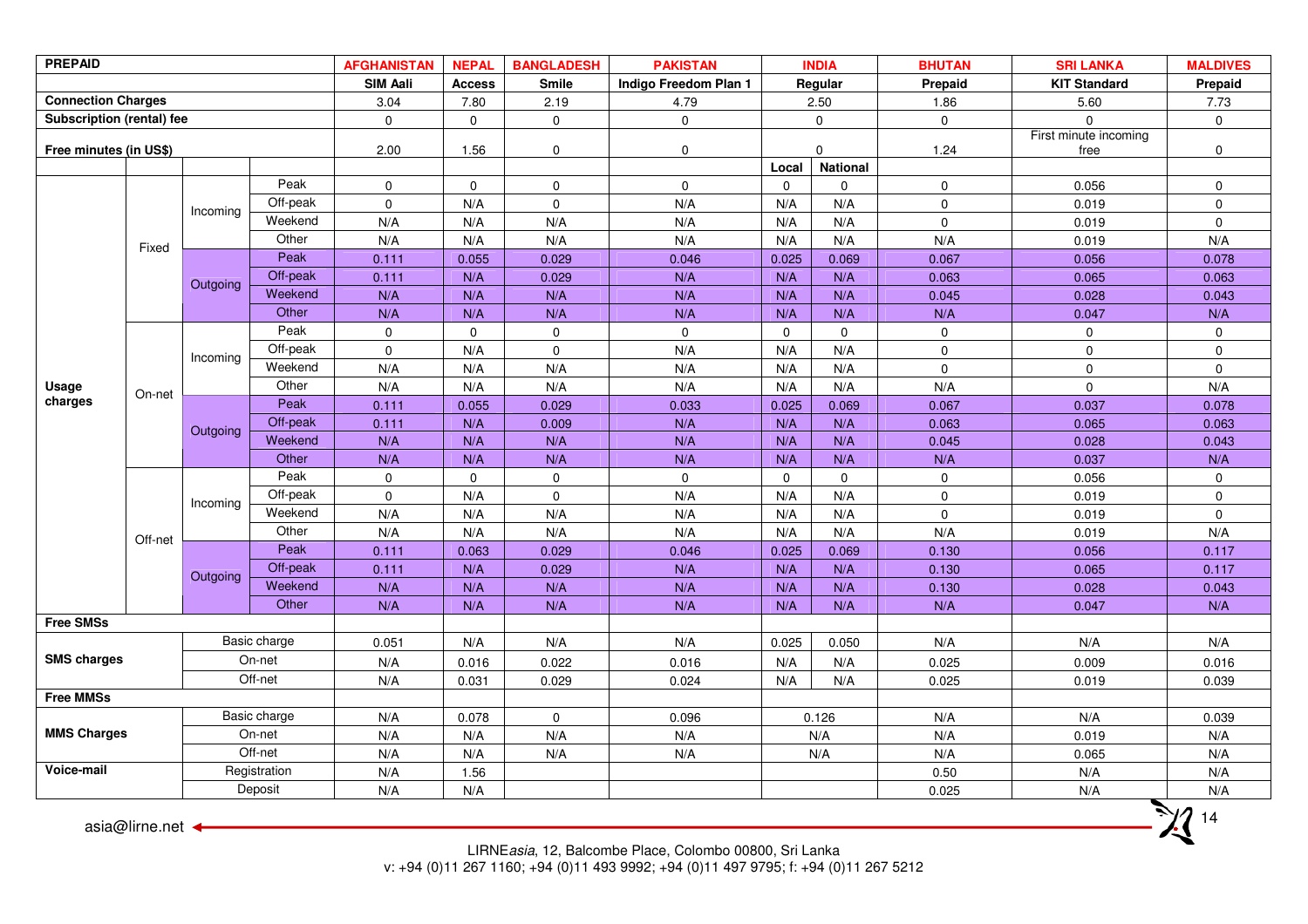| PREPAID | | | | AFGHANISTAN | NEPAL | BANGLADESH | PAKISTAN | INDIA | | BHUTAN | SRI LANKA | MALDIVES |
|---|---|---|---|---|---|---|---|---|---|---|---|---|
| | | | | SIM Aali | Access | Smile | Indigo Freedom Plan 1 | Regular | | Prepaid | KIT Standard | Prepaid |
| Connection Charges | | | | 3.04 | 7.80 | 2.19 | 4.79 | 2.50 | | 1.86 | 5.60 | 7.73 |
| Subscription (rental) fee | | | | 0 | 0 | 0 | 0 | 0 | | 0 | 0 | 0 |
| Free minutes (in US$) | | | | 2.00 | 1.56 | 0 | 0 | 0 | | 1.24 | First minute incoming free | 0 |
| | | | | | | | | Local | National | | | |
| Usage charges | Fixed | Incoming | Peak | 0 | 0 | 0 | 0 | 0 | 0 | 0 | 0.056 | 0 |
| | | | Off-peak | 0 | N/A | 0 | N/A | N/A | N/A | 0 | 0.019 | 0 |
| | | | Weekend | N/A | N/A | N/A | N/A | N/A | N/A | 0 | 0.019 | 0 |
| | | | Other | N/A | N/A | N/A | N/A | N/A | N/A | N/A | 0.019 | N/A |
| | | Outgoing | Peak | 0.111 | 0.055 | 0.029 | 0.046 | 0.025 | 0.069 | 0.067 | 0.056 | 0.078 |
| | | | Off-peak | 0.111 | N/A | 0.029 | N/A | N/A | N/A | 0.063 | 0.065 | 0.063 |
| | | | Weekend | N/A | N/A | N/A | N/A | N/A | N/A | 0.045 | 0.028 | 0.043 |
| | | | Other | N/A | N/A | N/A | N/A | N/A | N/A | N/A | 0.047 | N/A |
| | On-net | Incoming | Peak | 0 | 0 | 0 | 0 | 0 | 0 | 0 | 0 | 0 |
| | | | Off-peak | 0 | N/A | 0 | N/A | N/A | N/A | 0 | 0 | 0 |
| | | | Weekend | N/A | N/A | N/A | N/A | N/A | N/A | 0 | 0 | 0 |
| | | | Other | N/A | N/A | N/A | N/A | N/A | N/A | N/A | 0 | N/A |
| | | Outgoing | Peak | 0.111 | 0.055 | 0.029 | 0.033 | 0.025 | 0.069 | 0.067 | 0.037 | 0.078 |
| | | | Off-peak | 0.111 | N/A | 0.009 | N/A | N/A | N/A | 0.063 | 0.065 | 0.063 |
| | | | Weekend | N/A | N/A | N/A | N/A | N/A | N/A | 0.045 | 0.028 | 0.043 |
| | | | Other | N/A | N/A | N/A | N/A | N/A | N/A | N/A | 0.037 | N/A |
| | Off-net | Incoming | Peak | 0 | 0 | 0 | 0 | 0 | 0 | 0 | 0.056 | 0 |
| | | | Off-peak | 0 | N/A | 0 | N/A | N/A | N/A | 0 | 0.019 | 0 |
| | | | Weekend | N/A | N/A | N/A | N/A | N/A | N/A | 0 | 0.019 | 0 |
| | | | Other | N/A | N/A | N/A | N/A | N/A | N/A | N/A | 0.019 | N/A |
| | | Outgoing | Peak | 0.111 | 0.063 | 0.029 | 0.046 | 0.025 | 0.069 | 0.130 | 0.056 | 0.117 |
| | | | Off-peak | 0.111 | N/A | 0.029 | N/A | N/A | N/A | 0.130 | 0.065 | 0.117 |
| | | | Weekend | N/A | N/A | N/A | N/A | N/A | N/A | 0.130 | 0.028 | 0.043 |
| | | | Other | N/A | N/A | N/A | N/A | N/A | N/A | N/A | 0.047 | N/A |
| Free SMSs | | | | | | | | | | | | |
| SMS charges | | Basic charge | | 0.051 | N/A | N/A | N/A | 0.025 | 0.050 | N/A | N/A | N/A |
| | | On-net | | N/A | 0.016 | 0.022 | 0.016 | N/A | N/A | 0.025 | 0.009 | 0.016 |
| | | Off-net | | N/A | 0.031 | 0.029 | 0.024 | N/A | N/A | 0.025 | 0.019 | 0.039 |
| Free MMSs | | | | | | | | | | | | |
| MMS Charges | | Basic charge | | N/A | 0.078 | 0 | 0.096 | 0.126 | | N/A | N/A | 0.039 |
| | | On-net | | N/A | N/A | N/A | N/A | N/A | | N/A | 0.019 | N/A |
| | | Off-net | | N/A | N/A | N/A | N/A | N/A | | N/A | 0.065 | N/A |
| Voice-mail | | Registration | | N/A | 1.56 | | | | | 0.50 | N/A | N/A |
| | | Deposit | | N/A | N/A | | | | | 0.025 | N/A | N/A |

asia@lirne.net

LIRNE*asia*, 12, Balcombe Place, Colombo 00800, Sri Lanka
v: +94 (0)11 267 1160; +94 (0)11 493 9992; +94 (0)11 497 9795; f: +94 (0)11 267 5212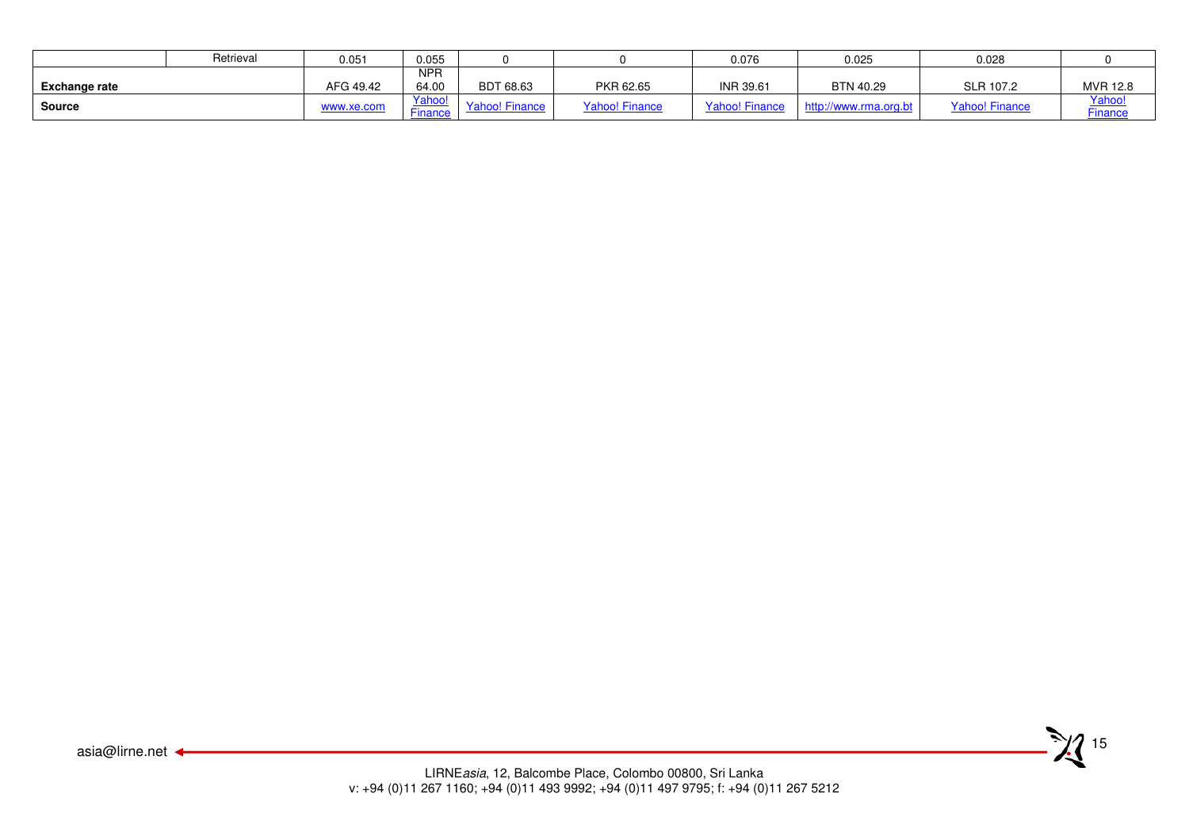| | | | | | | | | | |
|---|---|---|---|---|---|---|---|---|---|
| | Retrieval | 0.051 | 0.055 | 0 | 0 | 0.076 | 0.025 | 0.028 | 0 |
| **Exchange rate** | | AFG 49.42 | NPR 64.00 | BDT 68.63 | PKR 62.65 | INR 39.61 | BTN 40.29 | SLR 107.2 | MVR 12.8 |
| **Source** | | www.xe.com | Yahoo! Finance | Yahoo! Finance | Yahoo! Finance | Yahoo! Finance | http://www.rma.org.bt | Yahoo! Finance | Yahoo! Finance |